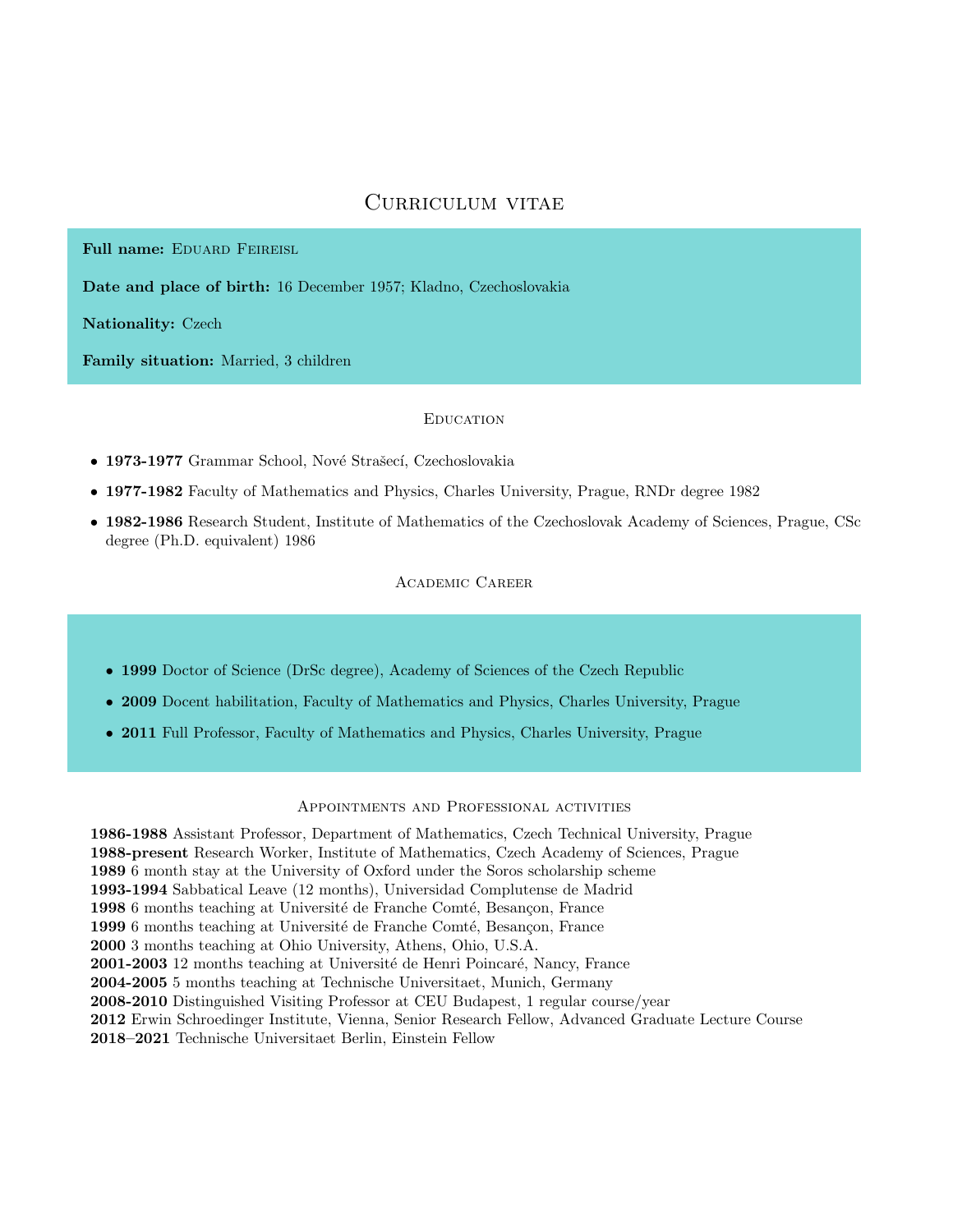# Curriculum vitae

**Full name:** Eduard Feireisl

**Date and place of birth:** 16 December 1957; Kladno, Czechoslovakia

**Nationality:** Czech

**Family situation:** Married, 3 children

## Education

- **1973-1977** Grammar School, Nové Strašecí, Czechoslovakia
- **1977-1982** Faculty of Mathematics and Physics, Charles University, Prague, RNDr degree 1982
- **1982-1986** Research Student, Institute of Mathematics of the Czechoslovak Academy of Sciences, Prague, CSc degree (Ph.D. equivalent) 1986

## Academic Career

- **1999** Doctor of Science (DrSc degree), Academy of Sciences of the Czech Republic
- **2009** Docent habilitation, Faculty of Mathematics and Physics, Charles University, Prague
- **2011** Full Professor, Faculty of Mathematics and Physics, Charles University, Prague

## Appointments and Professional activities

**1986-1988** Assistant Professor, Department of Mathematics, Czech Technical University, Prague  
**1988-present** Research Worker, Institute of Mathematics, Czech Academy of Sciences, Prague  
**1989** 6 month stay at the University of Oxford under the Soros scholarship scheme  
**1993-1994** Sabbatical Leave (12 months), Universidad Complutense de Madrid  
**1998** 6 months teaching at Université de Franche Comté, Besançon, France  
**1999** 6 months teaching at Université de Franche Comté, Besançon, France  
**2000** 3 months teaching at Ohio University, Athens, Ohio, U.S.A.  
**2001-2003** 12 months teaching at Université de Henri Poincaré, Nancy, France  
**2004-2005** 5 months teaching at Technische Universitaet, Munich, Germany  
**2008-2010** Distinguished Visiting Professor at CEU Budapest, 1 regular course/year  
**2012** Erwin Schroedinger Institute, Vienna, Senior Research Fellow, Advanced Graduate Lecture Course  
**2018–2021** Technische Universitaet Berlin, Einstein Fellow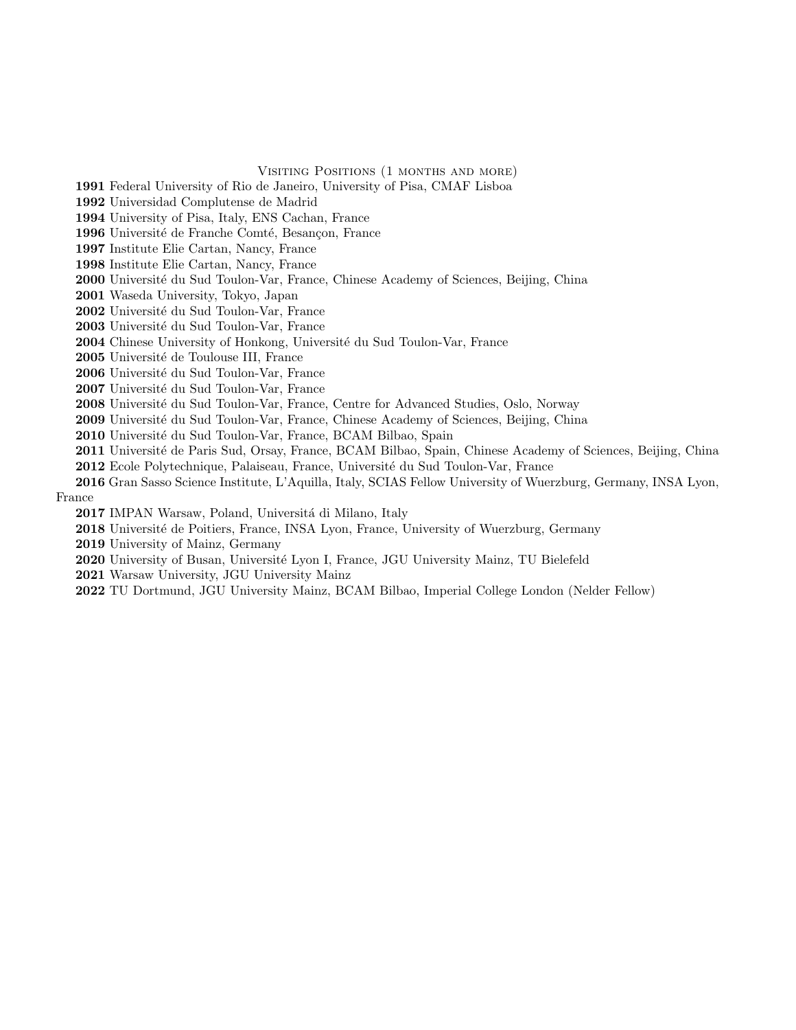## Visiting Positions (1 months and more)

**1991** Federal University of Rio de Janeiro, University of Pisa, CMAF Lisboa

**1992** Universidad Complutense de Madrid

**1994** University of Pisa, Italy, ENS Cachan, France

**1996** Université de Franche Comté, Besançon, France

**1997** Institute Elie Cartan, Nancy, France

**1998** Institute Elie Cartan, Nancy, France

**2000** Université du Sud Toulon-Var, France, Chinese Academy of Sciences, Beijing, China

**2001** Waseda University, Tokyo, Japan

**2002** Université du Sud Toulon-Var, France

**2003** Université du Sud Toulon-Var, France

**2004** Chinese University of Honkong, Université du Sud Toulon-Var, France

**2005** Université de Toulouse III, France

**2006** Université du Sud Toulon-Var, France

**2007** Université du Sud Toulon-Var, France

**2008** Université du Sud Toulon-Var, France, Centre for Advanced Studies, Oslo, Norway

**2009** Université du Sud Toulon-Var, France, Chinese Academy of Sciences, Beijing, China

**2010** Université du Sud Toulon-Var, France, BCAM Bilbao, Spain

**2011** Université de Paris Sud, Orsay, France, BCAM Bilbao, Spain, Chinese Academy of Sciences, Beijing, China

**2012** Ecole Polytechnique, Palaiseau, France, Université du Sud Toulon-Var, France

**2016** Gran Sasso Science Institute, L'Aquilla, Italy, SCIAS Fellow University of Wuerzburg, Germany, INSA Lyon, France

**2017** IMPAN Warsaw, Poland, Universitá di Milano, Italy

**2018** Université de Poitiers, France, INSA Lyon, France, University of Wuerzburg, Germany

**2019** University of Mainz, Germany

**2020** University of Busan, Université Lyon I, France, JGU University Mainz, TU Bielefeld

**2021** Warsaw University, JGU University Mainz

**2022** TU Dortmund, JGU University Mainz, BCAM Bilbao, Imperial College London (Nelder Fellow)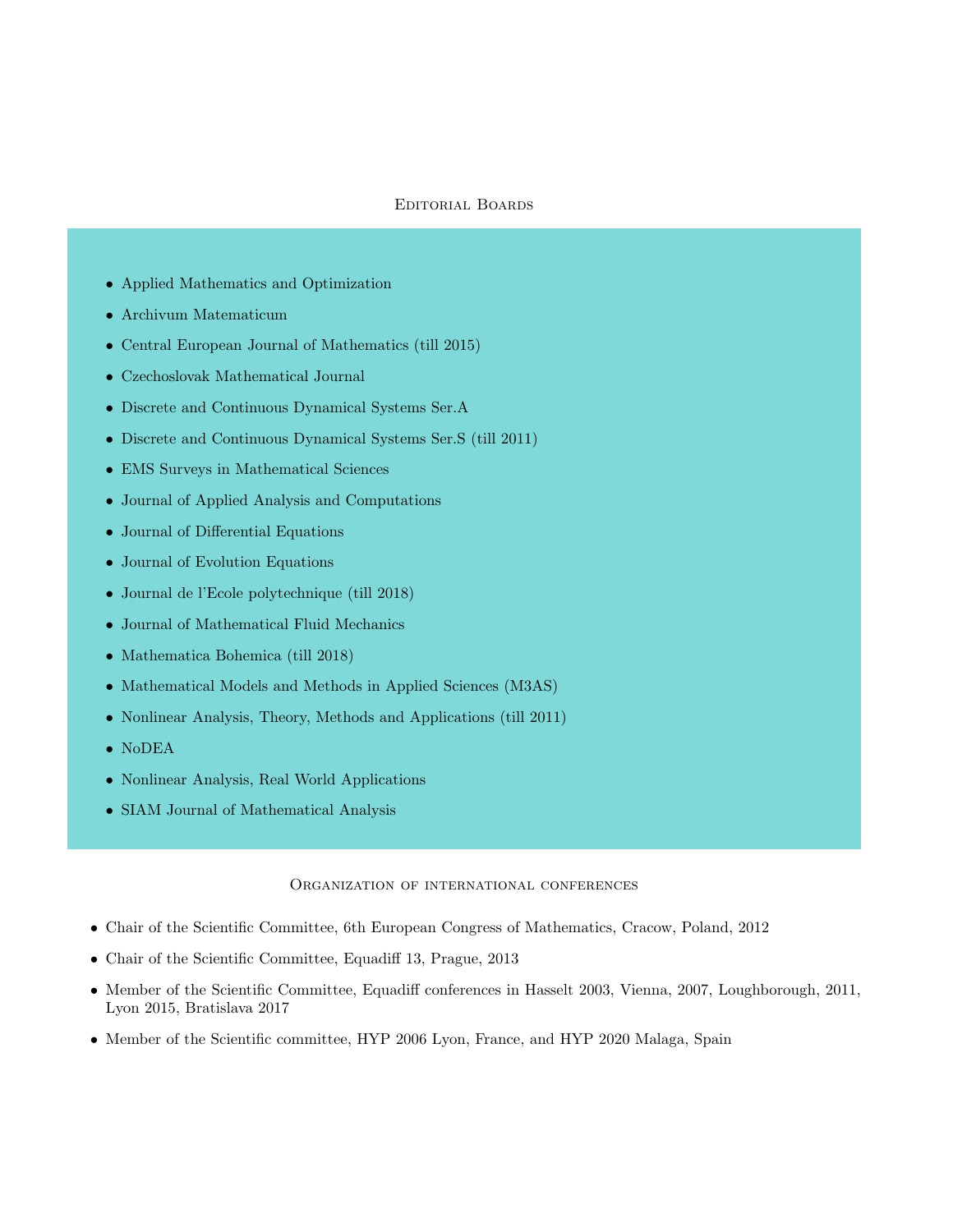## Editorial Boards

- Applied Mathematics and Optimization
- Archivum Matematicum
- Central European Journal of Mathematics (till 2015)
- Czechoslovak Mathematical Journal
- Discrete and Continuous Dynamical Systems Ser.A
- Discrete and Continuous Dynamical Systems Ser.S (till 2011)
- EMS Surveys in Mathematical Sciences
- Journal of Applied Analysis and Computations
- Journal of Differential Equations
- Journal of Evolution Equations
- Journal de l'Ecole polytechnique (till 2018)
- Journal of Mathematical Fluid Mechanics
- Mathematica Bohemica (till 2018)
- Mathematical Models and Methods in Applied Sciences (M3AS)
- Nonlinear Analysis, Theory, Methods and Applications (till 2011)
- NoDEA
- Nonlinear Analysis, Real World Applications
- SIAM Journal of Mathematical Analysis

## Organization of international conferences

- Chair of the Scientific Committee, 6th European Congress of Mathematics, Cracow, Poland, 2012
- Chair of the Scientific Committee, Equadiff 13, Prague, 2013
- Member of the Scientific Committee, Equadiff conferences in Hasselt 2003, Vienna, 2007, Loughborough, 2011, Lyon 2015, Bratislava 2017
- Member of the Scientific committee, HYP 2006 Lyon, France, and HYP 2020 Malaga, Spain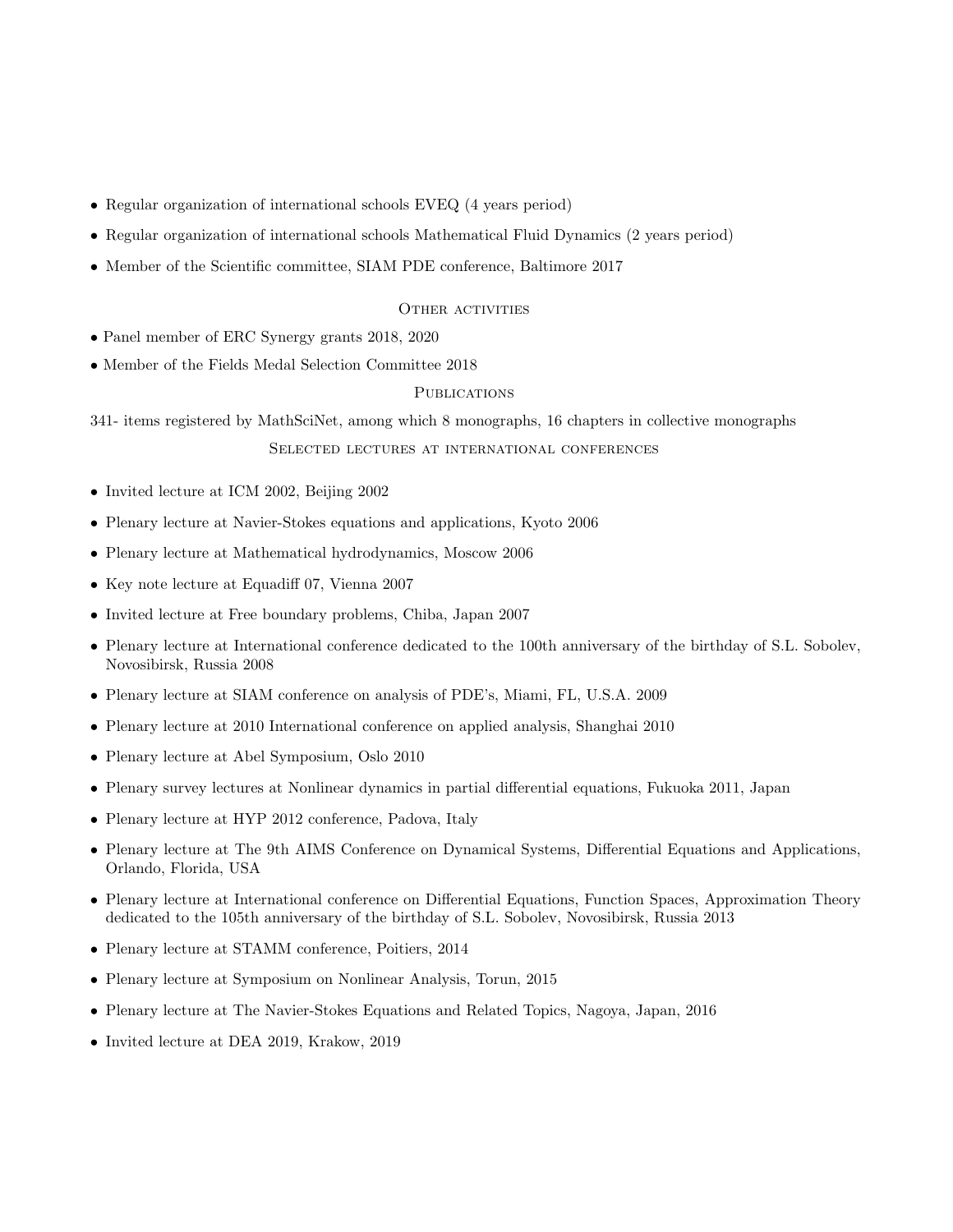- Regular organization of international schools EVEQ (4 years period)
- Regular organization of international schools Mathematical Fluid Dynamics (2 years period)
- Member of the Scientific committee, SIAM PDE conference, Baltimore 2017

## Other activities

- Panel member of ERC Synergy grants 2018, 2020
- Member of the Fields Medal Selection Committee 2018

## Publications

341- items registered by MathSciNet, among which 8 monographs, 16 chapters in collective monographs

## Selected lectures at international conferences

- Invited lecture at ICM 2002, Beijing 2002
- Plenary lecture at Navier-Stokes equations and applications, Kyoto 2006
- Plenary lecture at Mathematical hydrodynamics, Moscow 2006
- Key note lecture at Equadiff 07, Vienna 2007
- Invited lecture at Free boundary problems, Chiba, Japan 2007
- Plenary lecture at International conference dedicated to the 100th anniversary of the birthday of S.L. Sobolev, Novosibirsk, Russia 2008
- Plenary lecture at SIAM conference on analysis of PDE's, Miami, FL, U.S.A. 2009
- Plenary lecture at 2010 International conference on applied analysis, Shanghai 2010
- Plenary lecture at Abel Symposium, Oslo 2010
- Plenary survey lectures at Nonlinear dynamics in partial differential equations, Fukuoka 2011, Japan
- Plenary lecture at HYP 2012 conference, Padova, Italy
- Plenary lecture at The 9th AIMS Conference on Dynamical Systems, Differential Equations and Applications, Orlando, Florida, USA
- Plenary lecture at International conference on Differential Equations, Function Spaces, Approximation Theory dedicated to the 105th anniversary of the birthday of S.L. Sobolev, Novosibirsk, Russia 2013
- Plenary lecture at STAMM conference, Poitiers, 2014
- Plenary lecture at Symposium on Nonlinear Analysis, Torun, 2015
- Plenary lecture at The Navier-Stokes Equations and Related Topics, Nagoya, Japan, 2016
- Invited lecture at DEA 2019, Krakow, 2019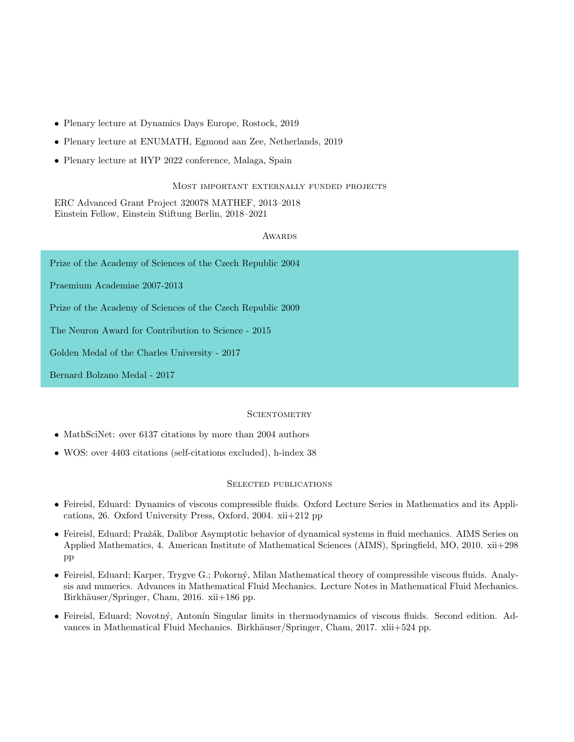- Plenary lecture at Dynamics Days Europe, Rostock, 2019
- Plenary lecture at ENUMATH, Egmond aan Zee, Netherlands, 2019
- Plenary lecture at HYP 2022 conference, Malaga, Spain

## Most important externally funded projects

ERC Advanced Grant Project 320078 MATHEF, 2013–2018
Einstein Fellow, Einstein Stiftung Berlin, 2018–2021

## Awards

Prize of the Academy of Sciences of the Czech Republic 2004

Praemium Academiae 2007-2013

Prize of the Academy of Sciences of the Czech Republic 2009

The Neuron Award for Contribution to Science - 2015

Golden Medal of the Charles University - 2017

Bernard Bolzano Medal - 2017

## Scientometry

- MathSciNet: over 6137 citations by more than 2004 authors
- WOS: over 4403 citations (self-citations excluded), h-index 38

## Selected publications

- Feireisl, Eduard: Dynamics of viscous compressible fluids. Oxford Lecture Series in Mathematics and its Applications, 26. Oxford University Press, Oxford, 2004. xii+212 pp
- Feireisl, Eduard; Pražák, Dalibor Asymptotic behavior of dynamical systems in fluid mechanics. AIMS Series on Applied Mathematics, 4. American Institute of Mathematical Sciences (AIMS), Springfield, MO, 2010. xii+298 pp
- Feireisl, Eduard; Karper, Trygve G.; Pokorný, Milan Mathematical theory of compressible viscous fluids. Analysis and numerics. Advances in Mathematical Fluid Mechanics. Lecture Notes in Mathematical Fluid Mechanics. Birkhäuser/Springer, Cham, 2016. xii+186 pp.
- Feireisl, Eduard; Novotný, Antonín Singular limits in thermodynamics of viscous fluids. Second edition. Advances in Mathematical Fluid Mechanics. Birkhäuser/Springer, Cham, 2017. xlii+524 pp.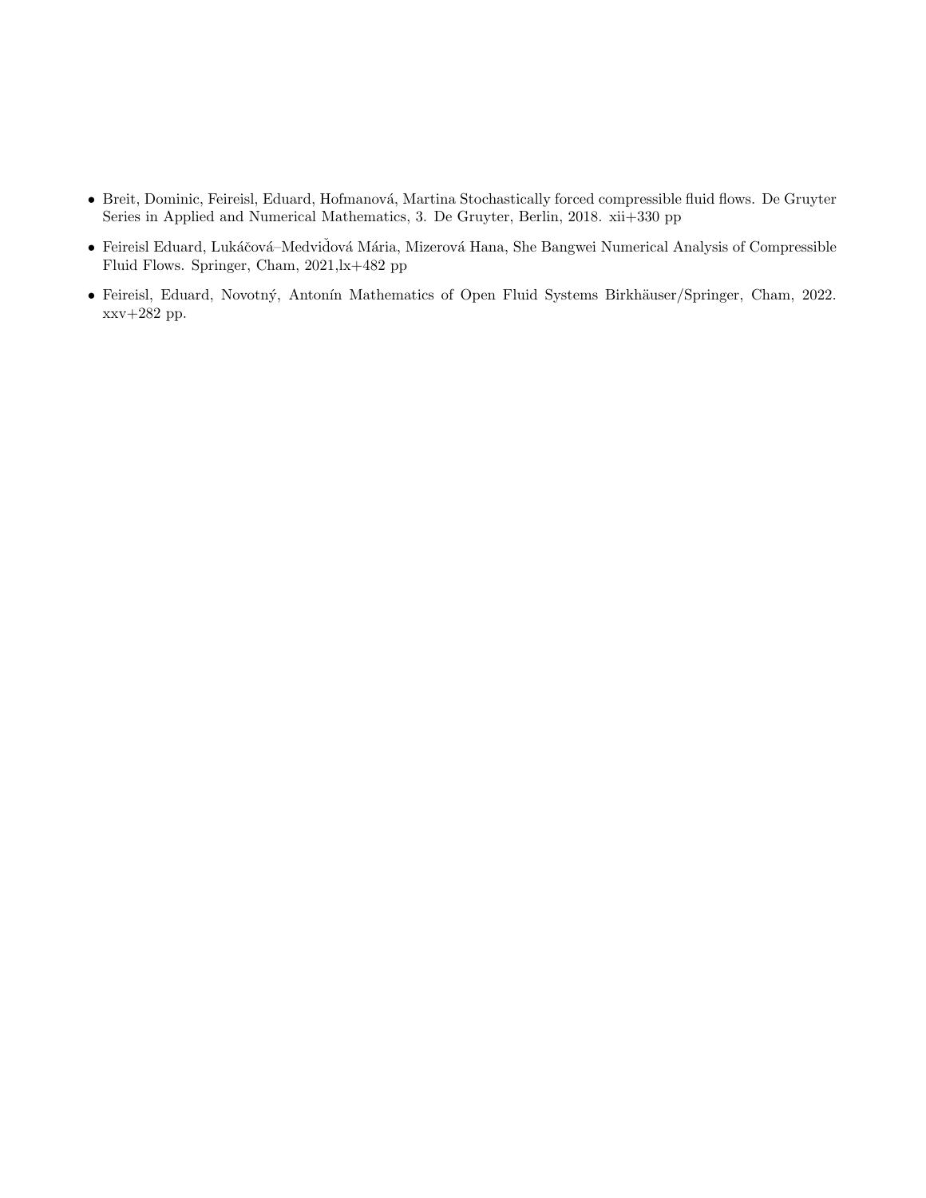- Breit, Dominic, Feireisl, Eduard, Hofmanová, Martina Stochastically forced compressible fluid flows. De Gruyter Series in Applied and Numerical Mathematics, 3. De Gruyter, Berlin, 2018. xii+330 pp
- Feireisl Eduard, Lukáčová–Medviďová Mária, Mizerová Hana, She Bangwei Numerical Analysis of Compressible Fluid Flows. Springer, Cham, 2021,lx+482 pp
- Feireisl, Eduard, Novotný, Antonín Mathematics of Open Fluid Systems Birkhäuser/Springer, Cham, 2022. xxv+282 pp.